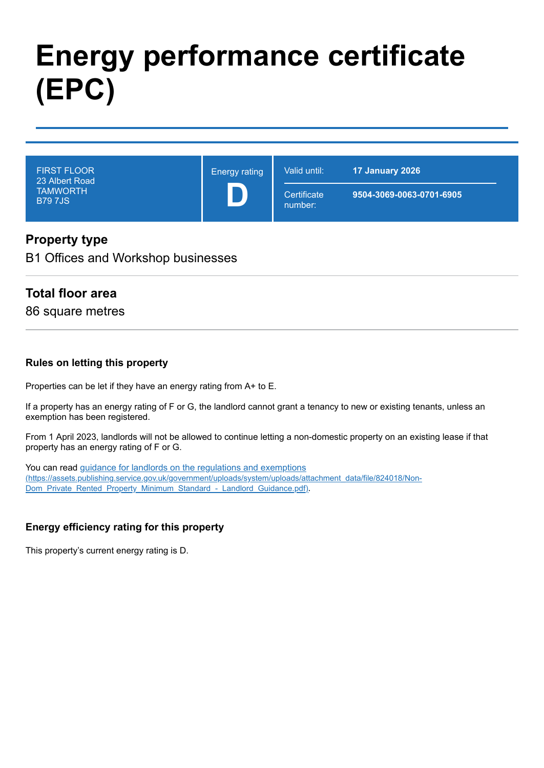# Energy performance certificate (EPC)

| FIRST FLOOR<br>23 Albert Road<br>TAMWORTH<br>B79 7JS | Energy rating<br>**D** | Valid until: | **17 January 2026** |
|---|---|---|---|
| | | Certificate number: | **9504-3069-0063-0701-6905** |

## Property type

B1 Offices and Workshop businesses

## Total floor area

86 square metres

### Rules on letting this property

Properties can be let if they have an energy rating from A+ to E.

If a property has an energy rating of F or G, the landlord cannot grant a tenancy to new or existing tenants, unless an exemption has been registered.

From 1 April 2023, landlords will not be allowed to continue letting a non-domestic property on an existing lease if that property has an energy rating of F or G.

You can read [guidance for landlords on the regulations and exemptions](https://assets.publishing.service.gov.uk/government/uploads/system/uploads/attachment_data/file/824018/Non-Dom_Private_Rented_Property_Minimum_Standard_-_Landlord_Guidance.pdf) (https://assets.publishing.service.gov.uk/government/uploads/system/uploads/attachment_data/file/824018/Non-Dom_Private_Rented_Property_Minimum_Standard_-_Landlord_Guidance.pdf).

### Energy efficiency rating for this property

This property's current energy rating is D.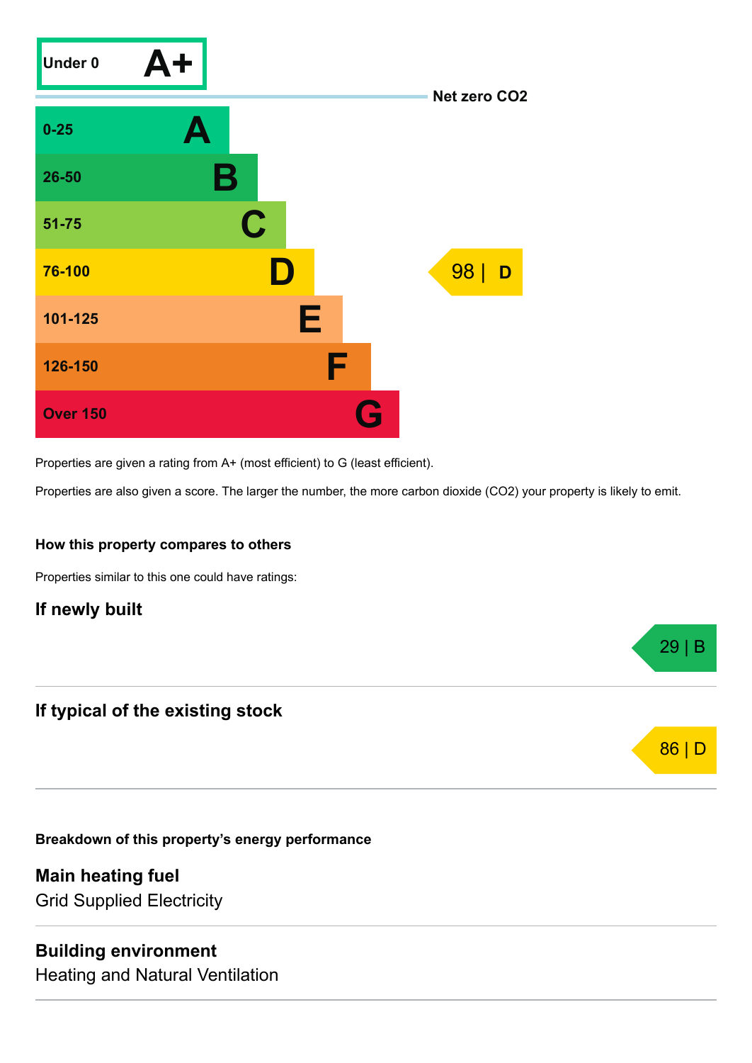| Score | Rating |
| --- | --- |
| Under 0 | A+ |
| 0-25 | A |
| 26-50 | B |
| 51-75 | C |
| 76-100 | D |
| 101-125 | E |
| 126-150 | F |
| Over 150 | G |

Net zero $CO_2$

This property: 98 | D

Properties are given a rating from A+ (most efficient) to G (least efficient).

Properties are also given a score. The larger the number, the more carbon dioxide ($CO_2$) your property is likely to emit.

### How this property compares to others

Properties similar to this one could have ratings:

## If newly built

29 | B

## If typical of the existing stock

86 | D

### Breakdown of this property’s energy performance

## Main heating fuel

Grid Supplied Electricity

## Building environment

Heating and Natural Ventilation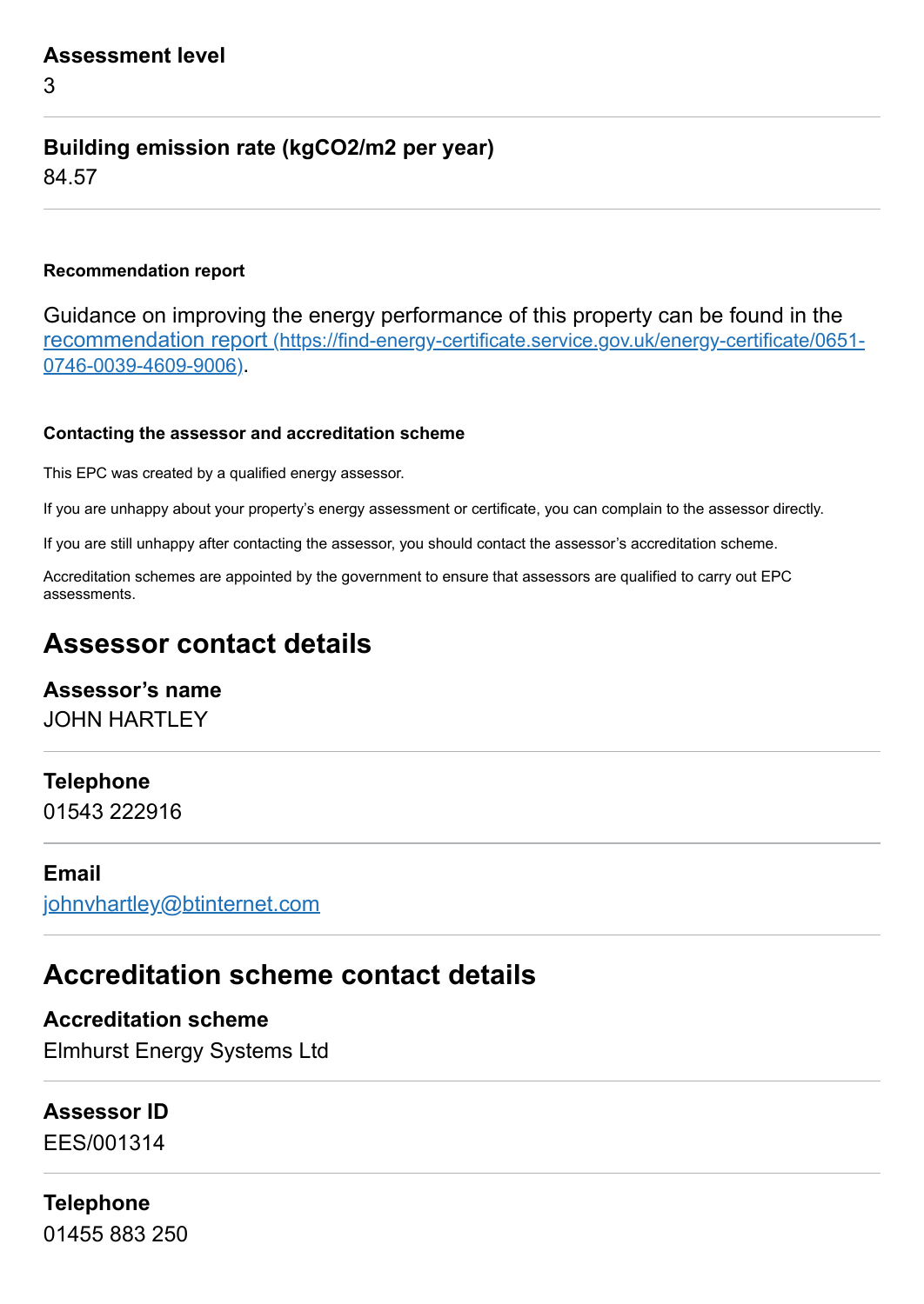**Assessment level**

3

**Building emission rate (kgCO2/m2 per year)**

84.57

#### Recommendation report

Guidance on improving the energy performance of this property can be found in the [recommendation report (https://find-energy-certificate.service.gov.uk/energy-certificate/0651-0746-0039-4609-9006)](https://find-energy-certificate.service.gov.uk/energy-certificate/0651-0746-0039-4609-9006).

#### Contacting the assessor and accreditation scheme

This EPC was created by a qualified energy assessor.

If you are unhappy about your property's energy assessment or certificate, you can complain to the assessor directly.

If you are still unhappy after contacting the assessor, you should contact the assessor's accreditation scheme.

Accreditation schemes are appointed by the government to ensure that assessors are qualified to carry out EPC assessments.

## Assessor contact details

**Assessor's name**

JOHN HARTLEY

**Telephone**

01543 222916

**Email**

[johnvhartley@btinternet.com](mailto:johnvhartley@btinternet.com)

## Accreditation scheme contact details

**Accreditation scheme**

Elmhurst Energy Systems Ltd

**Assessor ID**

EES/001314

**Telephone**

01455 883 250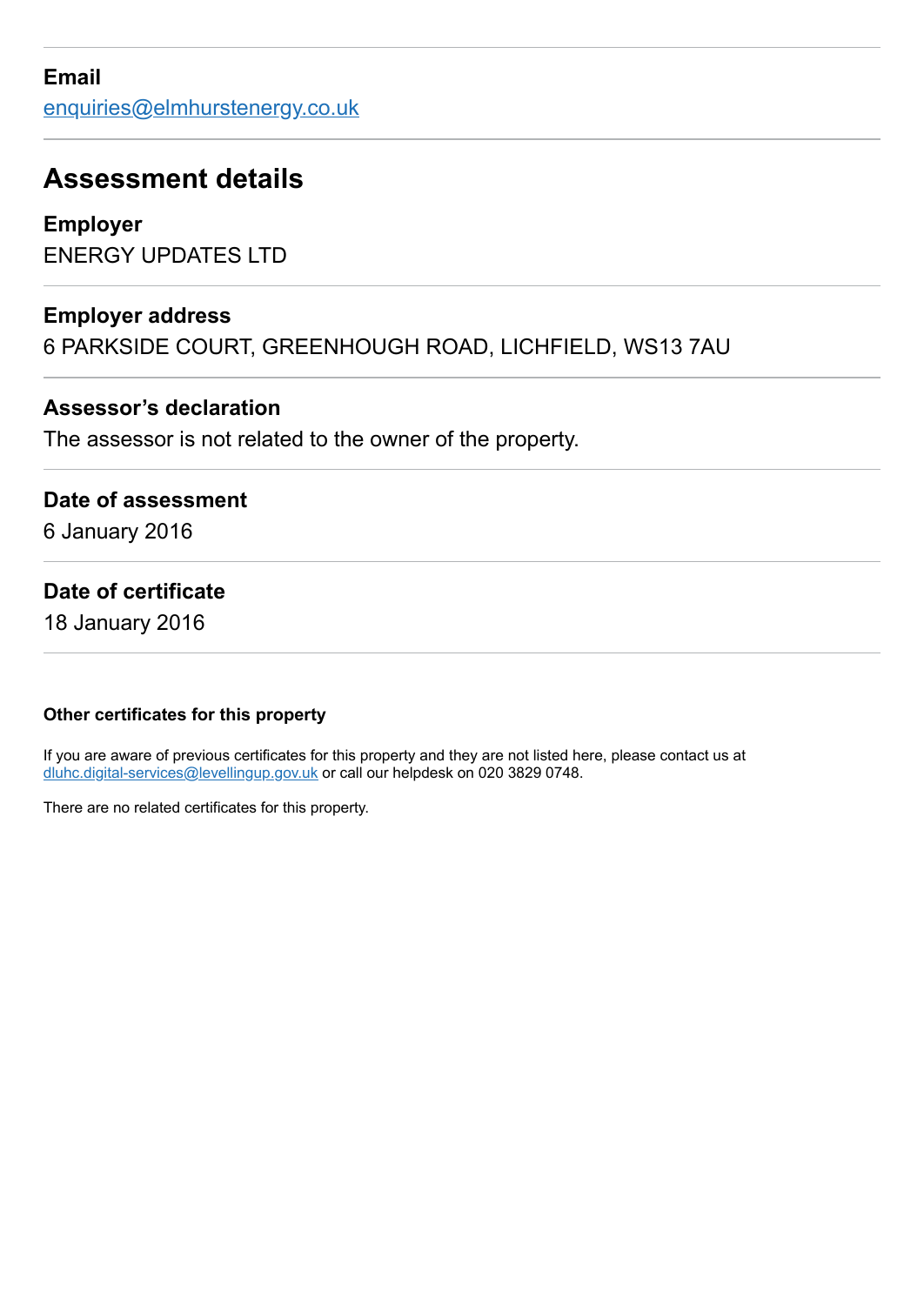**Email**

enquiries@elmhurstenergy.co.uk

## Assessment details

**Employer**

ENERGY UPDATES LTD

**Employer address**

6 PARKSIDE COURT, GREENHOUGH ROAD, LICHFIELD, WS13 7AU

**Assessor's declaration**

The assessor is not related to the owner of the property.

**Date of assessment**

6 January 2016

**Date of certificate**

18 January 2016

#### Other certificates for this property

If you are aware of previous certificates for this property and they are not listed here, please contact us at dluhc.digital-services@levellingup.gov.uk or call our helpdesk on 020 3829 0748.

There are no related certificates for this property.